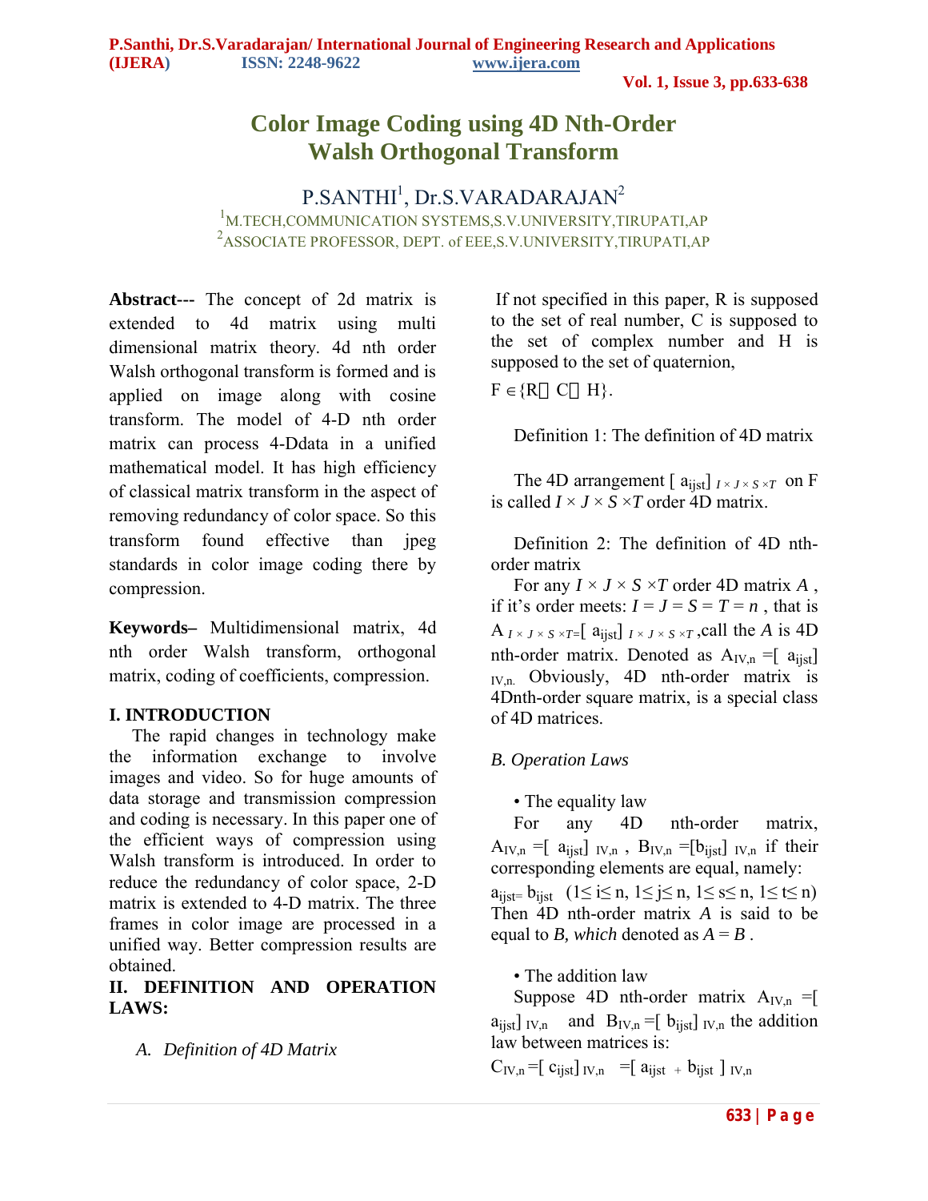# Color Image Coding using 4D Nth-Order Walsh Orthogonal Transform

P.SANTHI[1], Dr.S.VARADARAJAN[2]

[1]M.TECH,COMMUNICATION SYSTEMS,S.V.UNIVERSITY,TIRUPATI,AP
[2]ASSOCIATE PROFESSOR, DEPT. of EEE,S.V.UNIVERSITY,TIRUPATI,AP

**Abstract---** The concept of 2d matrix is extended to 4d matrix using multi dimensional matrix theory. 4d nth order Walsh orthogonal transform is formed and is applied on image along with cosine transform. The model of 4-D nth order matrix can process 4-Ddata in a unified mathematical model. It has high efficiency of classical matrix transform in the aspect of removing redundancy of color space. So this transform found effective than jpeg standards in color image coding there by compression.

**Keywords–** Multidimensional matrix, 4d nth order Walsh transform, orthogonal matrix, coding of coefficients, compression.

## I. INTRODUCTION

The rapid changes in technology make the information exchange to involve images and video. So for huge amounts of data storage and transmission compression and coding is necessary. In this paper one of the efficient ways of compression using Walsh transform is introduced. In order to reduce the redundancy of color space, 2-D matrix is extended to 4-D matrix. The three frames in color image are processed in a unified way. Better compression results are obtained.

## II. DEFINITION AND OPERATION LAWS:

### A. Definition of 4D Matrix

If not specified in this paper, R is supposed to the set of real number, C is supposed to the set of complex number and H is supposed to the set of quaternion,

$F \in \{R \ C \ H\}$.

Definition 1: The definition of 4D matrix

The 4D arrangement $[a_{ijst}]_{I \times J \times S \times T}$ on F is called $I \times J \times S \times T$ order 4D matrix.

Definition 2: The definition of 4D nth-order matrix

For any $I \times J \times S \times T$ order 4D matrix $A$, if it's order meets: $I = J = S = T = n$, that is $A_{I \times J \times S \times T} = [a_{ijst}]_{I \times J \times S \times T}$, call the $A$ is 4D nth-order matrix. Denoted as $A_{IV,n} = [a_{ijst}]_{IV,n}$. Obviously, 4D nth-order matrix is 4Dnth-order square matrix, is a special class of 4D matrices.

### B. Operation Laws

• The equality law

For any 4D nth-order matrix, $A_{IV,n} = [a_{ijst}]_{IV,n}$, $B_{IV,n} = [b_{ijst}]_{IV,n}$ if their corresponding elements are equal, namely: $a_{ijst} = b_{ijst}$ $(1 \le i \le n, 1 \le j \le n, 1 \le s \le n, 1 \le t \le n)$ Then 4D nth-order matrix $A$ is said to be equal to $B$, *which* denoted as $A = B$.

• The addition law

Suppose 4D nth-order matrix $A_{IV,n} = [a_{ijst}]_{IV,n}$ and $B_{IV,n} = [b_{ijst}]_{IV,n}$ the addition law between matrices is:

$C_{IV,n} = [c_{ijst}]_{IV,n} = [a_{ijst} + b_{ijst}]_{IV,n}$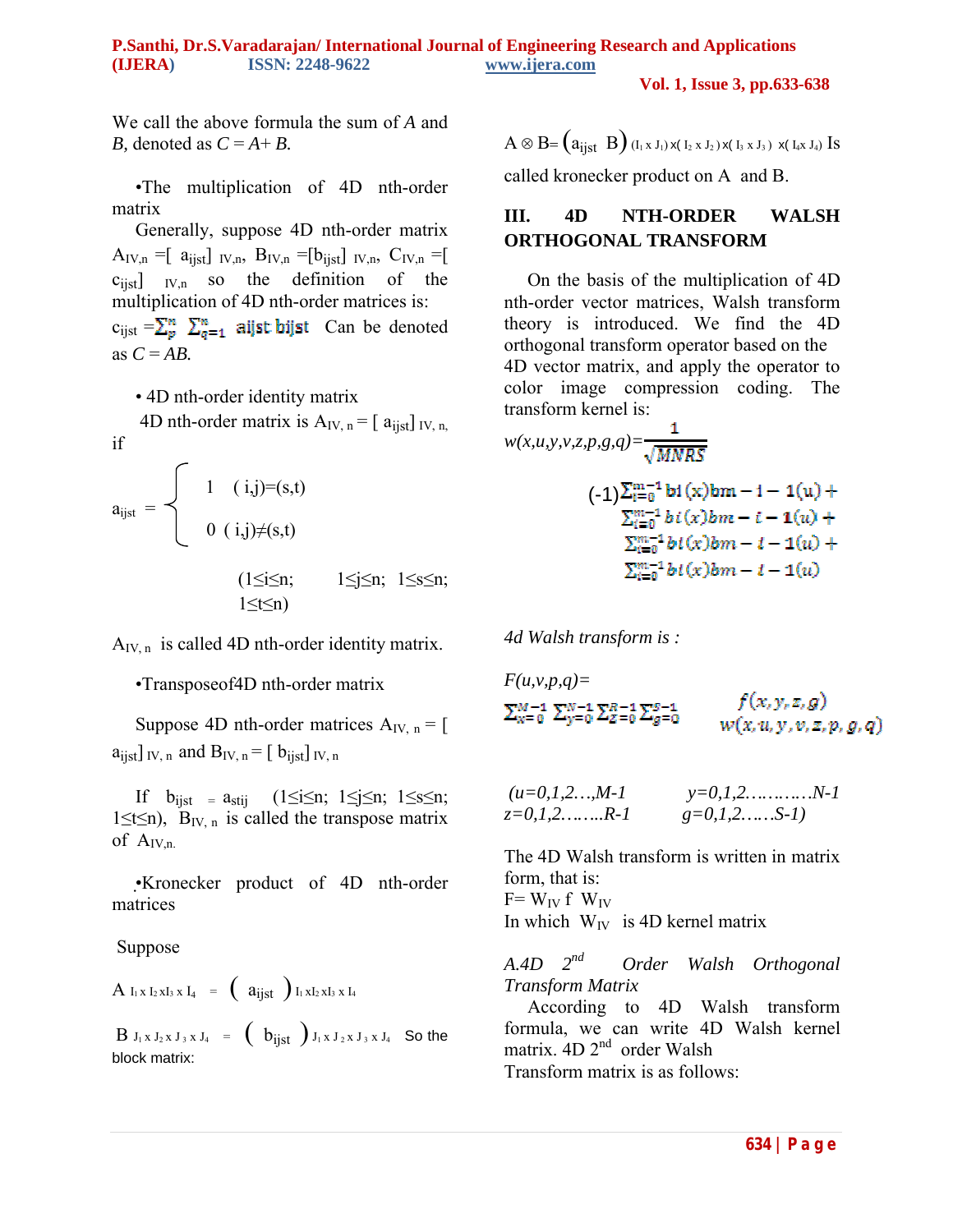We call the above formula the sum of $A$ and $B$, denoted as $C = A + B$.

•The multiplication of 4D nth-order matrix

Generally, suppose 4D nth-order matrix $A_{IV,n} = [a_{ijst}]_{IV,n}$, $B_{IV,n} = [b_{ijst}]_{IV,n}$, $C_{IV,n} = [c_{ijst}]_{IV,n}$ so the definition of the multiplication of 4D nth-order matrices is: $c_{ijst} = \sum_{p}^{n} \sum_{q=1}^{n} a_{ijst}\, b_{ijst}$ Can be denoted as $C = AB$.

• 4D nth-order identity matrix

4D nth-order matrix is $A_{IV,n} = [a_{ijst}]_{IV,n}$, if

$$a_{ijst} = \begin{cases} 1 & (i,j)=(s,t) \\ 0 & (i,j)\neq(s,t) \end{cases}$$

$(1\leq i\leq n;\quad 1\leq j\leq n;\quad 1\leq s\leq n;\quad 1\leq t\leq n)$

$A_{IV,n}$ is called 4D nth-order identity matrix.

•Transposeof4D nth-order matrix

Suppose 4D nth-order matrices $A_{IV,n} = [a_{ijst}]_{IV,n}$ and $B_{IV,n} = [b_{ijst}]_{IV,n}$

If $b_{ijst} = a_{stij}$ $(1\leq i\leq n;\ 1\leq j\leq n;\ 1\leq s\leq n;\ 1\leq t\leq n)$, $B_{IV,n}$ is called the transpose matrix of $A_{IV,n}$.

•Kronecker product of 4D nth-order matrices

Suppose

$A_{I_1 \times I_2 \times I_3 \times I_4} = (a_{ijst})_{I_1 \times I_2 \times I_3 \times I_4}$

$B_{J_1 \times J_2 \times J_3 \times J_4} = (b_{ijst})_{J_1 \times J_2 \times J_3 \times J_4}$ So the block matrix:

$A \otimes B = (a_{ijst}\ B)_{(I_1 \times J_1) \times (I_2 \times J_2) \times (I_3 \times J_3) \times (I_4 \times J_4)}$ Is called kronecker product on A and B.

## III. 4D NTH-ORDER WALSH ORTHOGONAL TRANSFORM

On the basis of the multiplication of 4D nth-order vector matrices, Walsh transform theory is introduced. We find the 4D orthogonal transform operator based on the 4D vector matrix, and apply the operator to color image compression coding. The transform kernel is:

$$w(x,u,y,v,z,p,g,q) = \frac{1}{\sqrt{MNRS}} (-1)^{\sum_{i=0}^{m-1} bi(x)bm-i-1(u) + \sum_{i=0}^{m-1} bi(x)bm-i-1(u) + \sum_{i=0}^{m-1} bi(x)bm-i-1(u) + \sum_{i=0}^{m-1} bi(x)bm-i-1(u)}$$

*4d Walsh transform is :*

$$F(u,v,p,q) = \sum_{x=0}^{M-1} \sum_{y=0}^{N-1} \sum_{z=0}^{R-1} \sum_{g=0}^{S-1} \frac{f(x,y,z,g)}{w(x,u,y,v,z,p,g,q)}$$

*(u=0,1,2…,M-1 y=0,1,2…………N-1 z=0,1,2……..R-1 g=0,1,2……S-1)*

The 4D Walsh transform is written in matrix form, that is:

$F = W_{IV}\ f\ W_{IV}$

In which $W_{IV}$ is 4D kernel matrix

*A.4D 2nd Order Walsh Orthogonal Transform Matrix*

According to 4D Walsh transform formula, we can write 4D Walsh kernel matrix. 4D 2nd order Walsh Transform matrix is as follows: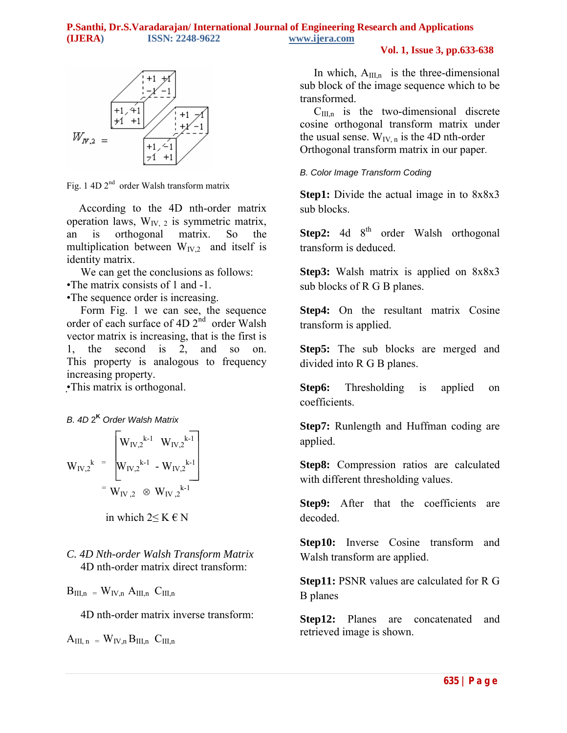Fig. 1 4D $2^{nd}$ order Walsh transform matrix

According to the 4D nth-order matrix operation laws, $W_{IV,2}$ is symmetric matrix, an is orthogonal matrix. So the multiplication between $W_{IV,2}$ and itself is identity matrix.

We can get the conclusions as follows:

- The matrix consists of 1 and -1.
- The sequence order is increasing.

Form Fig. 1 we can see, the sequence order of each surface of 4D $2^{nd}$ order Walsh vector matrix is increasing, that is the first is 1, the second is 2, and so on. This property is analogous to frequency increasing property.

- This matrix is orthogonal.

*B. 4D $2^K$ Order Walsh Matrix*

$$W_{IV,2}{}^{k} = \begin{bmatrix} W_{IV,2}{}^{k-1} & W_{IV,2}{}^{k-1} \\ W_{IV,2}{}^{k-1} & -W_{IV,2}{}^{k-1} \end{bmatrix}$$

$$= W_{IV,2} \otimes W_{IV,2}{}^{k-1}$$

in which $2 \leq K \in N$

*C. 4D Nth-order Walsh Transform Matrix*

4D nth-order matrix direct transform:

$$B_{III,n} = W_{IV,n} A_{III,n} C_{III,n}$$

4D nth-order matrix inverse transform:

$$A_{III,n} = W_{IV,n} B_{III,n} C_{III,n}$$

In which, $A_{III,n}$ is the three-dimensional sub block of the image sequence which to be transformed.

$C_{III,n}$ is the two-dimensional discrete cosine orthogonal transform matrix under the usual sense. $W_{IV,n}$ is the 4D nth-order Orthogonal transform matrix in our paper.

*B. Color Image Transform Coding*

**Step1:** Divide the actual image in to 8x8x3 sub blocks.

**Step2:** 4d $8^{th}$ order Walsh orthogonal transform is deduced.

**Step3:** Walsh matrix is applied on 8x8x3 sub blocks of R G B planes.

**Step4:** On the resultant matrix Cosine transform is applied.

**Step5:** The sub blocks are merged and divided into R G B planes.

**Step6:** Thresholding is applied on coefficients.

**Step7:** Runlength and Huffman coding are applied.

**Step8:** Compression ratios are calculated with different thresholding values.

**Step9:** After that the coefficients are decoded.

**Step10:** Inverse Cosine transform and Walsh transform are applied.

**Step11:** PSNR values are calculated for R G B planes

**Step12:** Planes are concatenated and retrieved image is shown.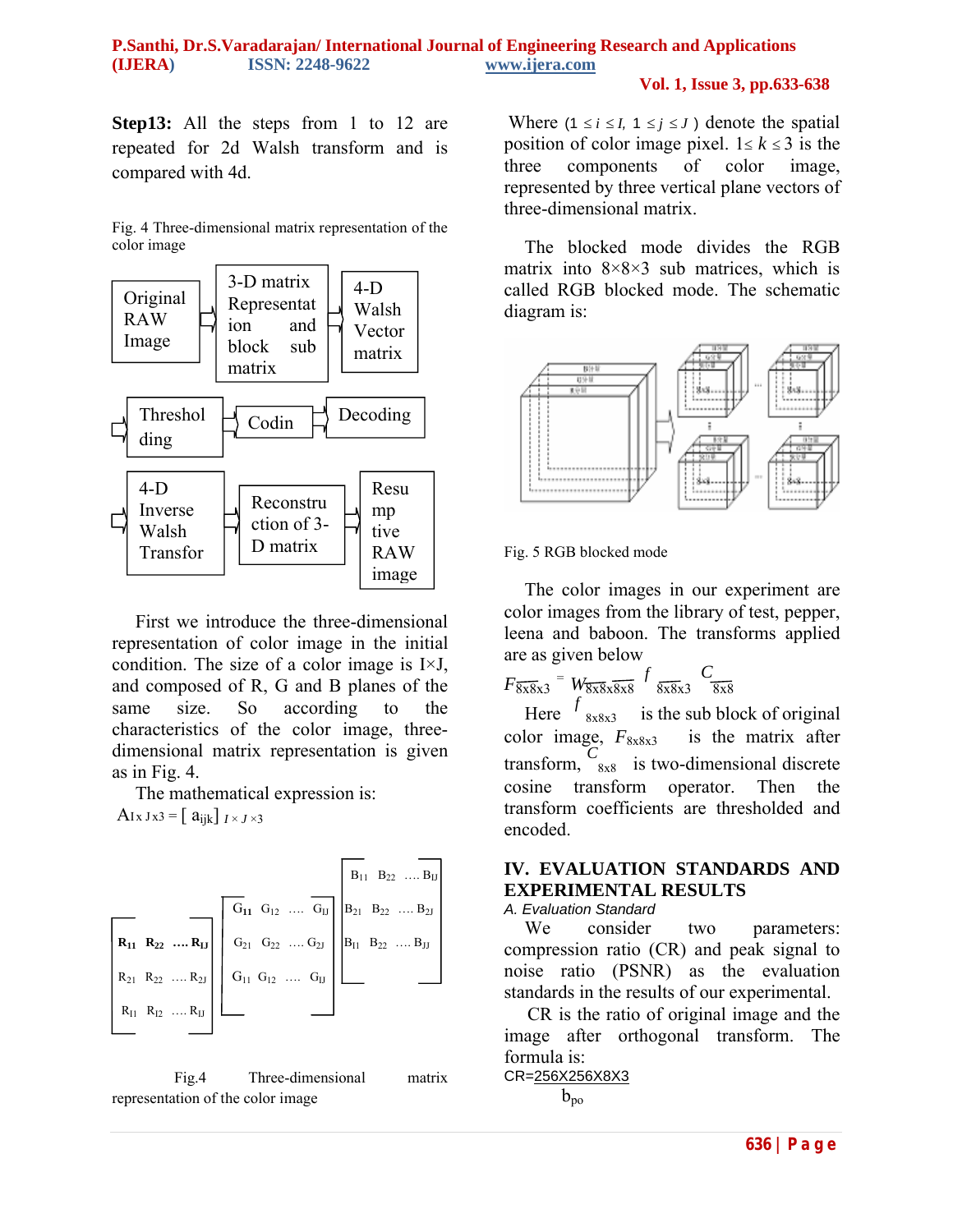**Step13:** All the steps from 1 to 12 are repeated for 2d Walsh transform and is compared with 4d.

Fig. 4 Three-dimensional matrix representation of the color image

Original RAW Image → 3-D matrix Representation and block sub matrix → 4-D Walsh Vector matrix → Thresholding → Coding → Decoding → 4-D Inverse Walsh Transform → Reconstruction of 3-D matrix → Resumptive RAW image

First we introduce the three-dimensional representation of color image in the initial condition. The size of a color image is I×J, and composed of R, G and B planes of the same size. So according to the characteristics of the color image, three-dimensional matrix representation is given as in Fig. 4.

The mathematical expression is:

$$A_{I\times J\times 3} = [\, a_{ijk} ]_{\,I \times J \times 3}$$

Fig.4 Three-dimensional matrix representation of the color image

Where ($1 \le i \le I,\ 1 \le j \le J$) denote the spatial position of color image pixel. $1 \le k \le 3$ is the three components of color image, represented by three vertical plane vectors of three-dimensional matrix.

The blocked mode divides the RGB matrix into 8×8×3 sub matrices, which is called RGB blocked mode. The schematic diagram is:

Fig. 5 RGB blocked mode

The color images in our experiment are color images from the library of test, pepper, leena and baboon. The transforms applied are as given below

$$F_{8x8x3} = W_{8x8x8x8}\, f_{8x8x3}\, C_{8x8}$$

Here $f_{8x8x3}$ is the sub block of original color image, $F_{8x8x3}$ is the matrix after transform, $C_{8x8}$ is two-dimensional discrete cosine transform operator. Then the transform coefficients are thresholded and encoded.

## IV. EVALUATION STANDARDS AND EXPERIMENTAL RESULTS

*A. Evaluation Standard*

We consider two parameters: compression ratio (CR) and peak signal to noise ratio (PSNR) as the evaluation standards in the results of our experimental.

CR is the ratio of original image and the image after orthogonal transform. The formula is:

$$CR = \frac{256X256X8X3}{b_{po}}$$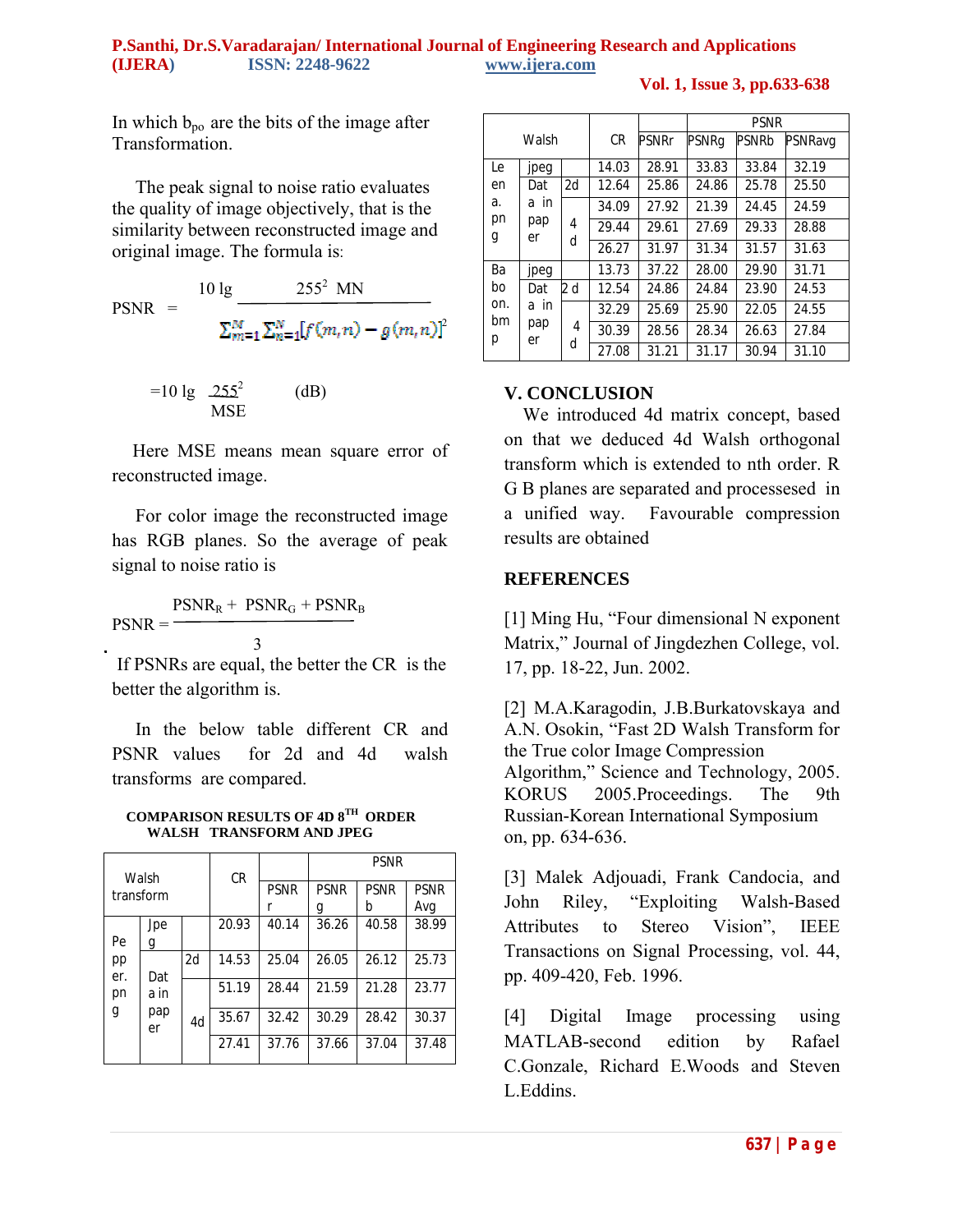In which $b_{po}$ are the bits of the image after Transformation.

The peak signal to noise ratio evaluates the quality of image objectively, that is the similarity between reconstructed image and original image. The formula is:

$$PSNR = \frac{10 \lg 255^2 MN}{\sum_{m=1}^{M} \sum_{n=1}^{N} [f(m,n) - g(m,n)]^2}$$

$$= 10 \lg \frac{255^2}{MSE} \quad (dB)$$

Here MSE means mean square error of reconstructed image.

For color image the reconstructed image has RGB planes. So the average of peak signal to noise ratio is

$$PSNR = \frac{PSNR_R + PSNR_G + PSNR_B}{3}$$

If PSNRs are equal, the better the CR is the better the algorithm is.

In the below table different CR and PSNR values for 2d and 4d walsh transforms are compared.

**COMPARISON RESULTS OF 4D 8TH ORDER WALSH TRANSFORM AND JPEG**

| Walsh transform | | | CR | PSNR | | | |
|---|---|---|---|---|---|---|---|
| | | | | PSNR r | PSNR g | PSNR b | PSNR Avg |
| Pepper.png | Jpeg | | 20.93 | 40.14 | 36.26 | 40.58 | 38.99 |
| | Data in paper | 2d | 14.53 | 25.04 | 26.05 | 26.12 | 25.73 |
| | | 4d | 51.19 | 28.44 | 21.59 | 21.28 | 23.77 |
| | | | 35.67 | 32.42 | 30.29 | 28.42 | 30.37 |
| | | | 27.41 | 37.76 | 37.66 | 37.04 | 37.48 |

| Walsh | | | CR | PSNR | | | |
|---|---|---|---|---|---|---|---|
| | | | | PSNRr | PSNRg | PSNRb | PSNRavg |
| Leena.png | jpeg | | 14.03 | 28.91 | 33.83 | 33.84 | 32.19 |
| | Data in paper | 2d | 12.64 | 25.86 | 24.86 | 25.78 | 25.50 |
| | | 4d | 34.09 | 27.92 | 21.39 | 24.45 | 24.59 |
| | | | 29.44 | 29.61 | 27.69 | 29.33 | 28.88 |
| | | | 26.27 | 31.97 | 31.34 | 31.57 | 31.63 |
| Baboon.bmp | jpeg | | 13.73 | 37.22 | 28.00 | 29.90 | 31.71 |
| | Data in paper | 2 d | 12.54 | 24.86 | 24.84 | 23.90 | 24.53 |
| | | 4d | 32.29 | 25.69 | 25.90 | 22.05 | 24.55 |
| | | | 30.39 | 28.56 | 28.34 | 26.63 | 27.84 |
| | | | 27.08 | 31.21 | 31.17 | 30.94 | 31.10 |

## V. CONCLUSION

We introduced 4d matrix concept, based on that we deduced 4d Walsh orthogonal transform which is extended to nth order. R G B planes are separated and processed in a unified way. Favourable compression results are obtained

## REFERENCES

[1] Ming Hu, "Four dimensional N exponent Matrix," Journal of Jingdezhen College, vol. 17, pp. 18-22, Jun. 2002.

[2] M.A.Karagodin, J.B.Burkatovskaya and A.N. Osokin, "Fast 2D Walsh Transform for the True color Image Compression Algorithm," Science and Technology, 2005. KORUS 2005.Proceedings. The 9th Russian-Korean International Symposium on, pp. 634-636.

[3] Malek Adjouadi, Frank Candocia, and John Riley, "Exploiting Walsh-Based Attributes to Stereo Vision", IEEE Transactions on Signal Processing, vol. 44, pp. 409-420, Feb. 1996.

[4] Digital Image processing using MATLAB-second edition by Rafael C.Gonzale, Richard E.Woods and Steven L.Eddins.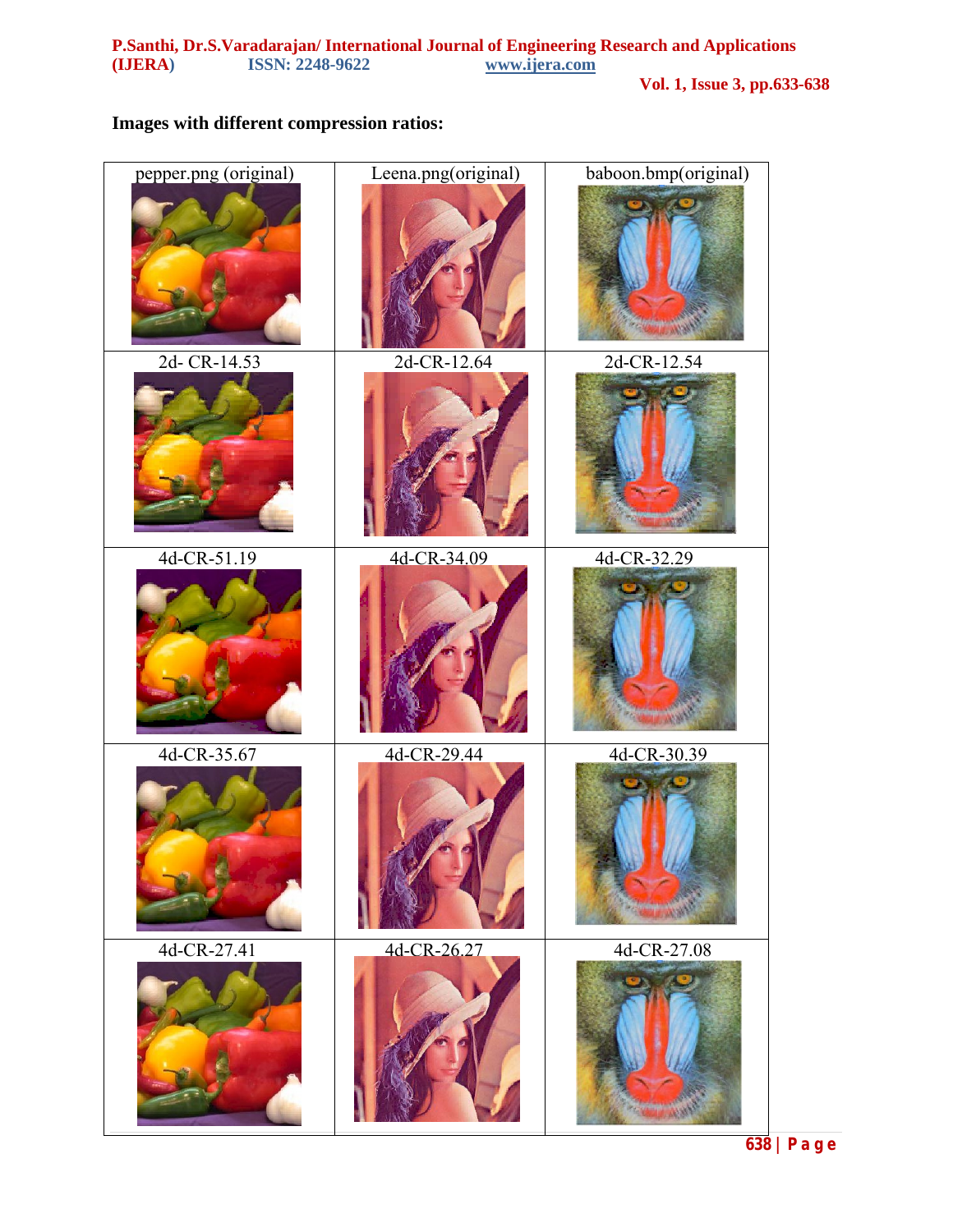**Images with different compression ratios:**

| pepper.png (original) | Leena.png(original) | baboon.bmp(original) |
|---|---|---|
| 2d- CR-14.53 | 2d-CR-12.64 | 2d-CR-12.54 |
| 4d-CR-51.19 | 4d-CR-34.09 | 4d-CR-32.29 |
| 4d-CR-35.67 | 4d-CR-29.44 | 4d-CR-30.39 |
| 4d-CR-27.41 | 4d-CR-26.27 | 4d-CR-27.08 |